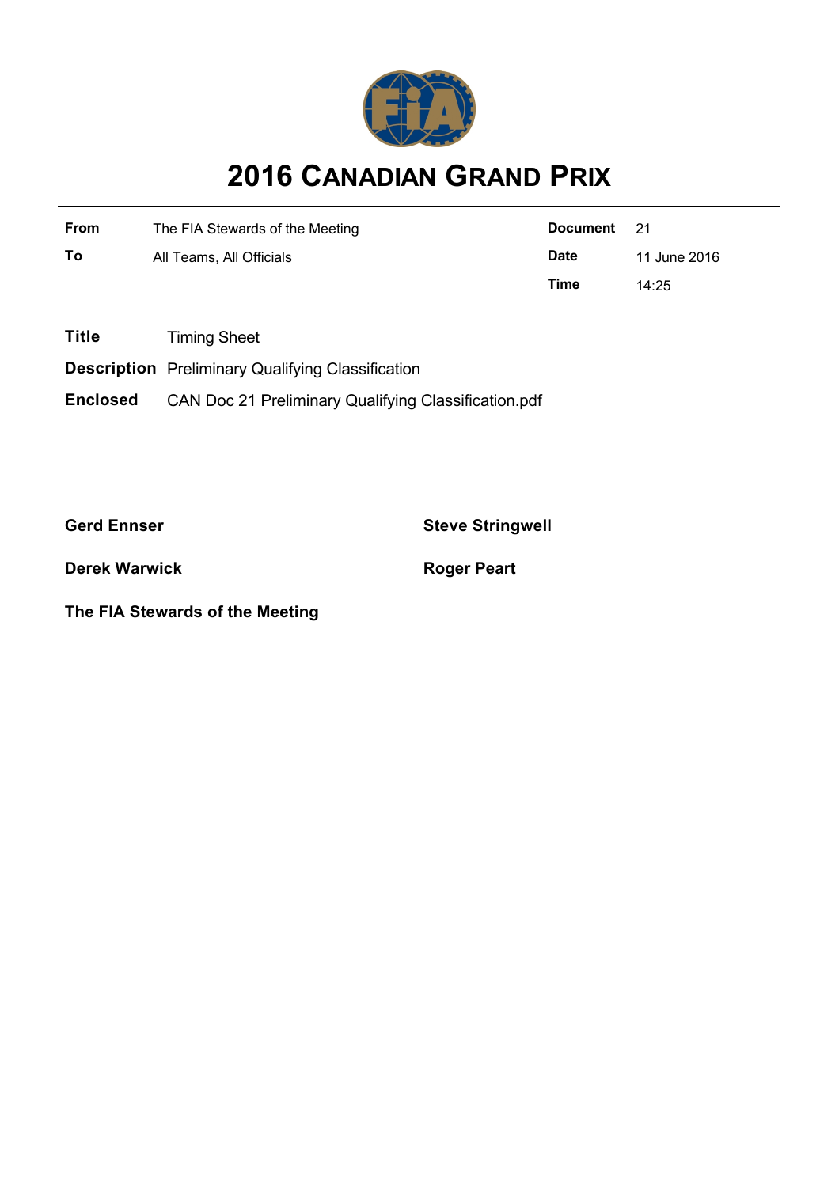# 2016 CANADIAN GRAND PRIX

| | | | |
|---|---|---|---|
| **From** | The FIA Stewards of the Meeting | **Document** | 21 |
| **To** | All Teams, All Officials | **Date** | 11 June 2016 |
| | | **Time** | 14:25 |

**Title** Timing Sheet

**Description** Preliminary Qualifying Classification

**Enclosed** CAN Doc 21 Preliminary Qualifying Classification.pdf

| | |
|---|---|
| **Gerd Ennser** | **Steve Stringwell** |
| **Derek Warwick** | **Roger Peart** |

**The FIA Stewards of the Meeting**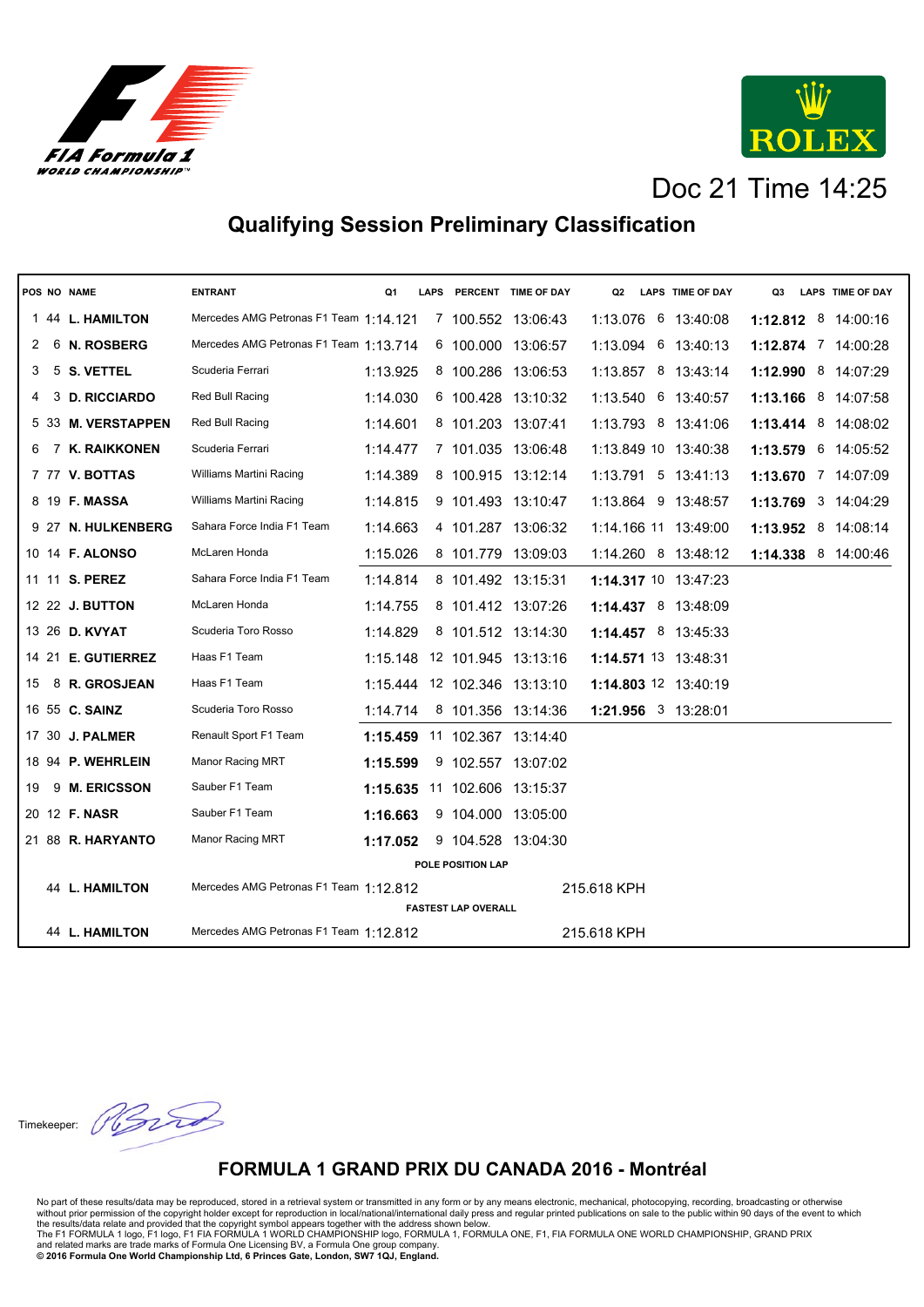Doc 21 Time 14:25

## Qualifying Session Preliminary Classification

| POS | NO | NAME | ENTRANT | Q1 | LAPS | PERCENT | TIME OF DAY | Q2 | LAPS | TIME OF DAY | Q3 | LAPS | TIME OF DAY |
|---|---|---|---|---|---|---|---|---|---|---|---|---|---|
| 1 | 44 | **L. HAMILTON** | Mercedes AMG Petronas F1 Team | 1:14.121 | 7 | 100.552 | 13:06:43 | 1:13.076 | 6 | 13:40:08 | **1:12.812** | 8 | 14:00:16 |
| 2 | 6 | **N. ROSBERG** | Mercedes AMG Petronas F1 Team | 1:13.714 | 6 | 100.000 | 13:06:57 | 1:13.094 | 6 | 13:40:13 | **1:12.874** | 7 | 14:00:28 |
| 3 | 5 | **S. VETTEL** | Scuderia Ferrari | 1:13.925 | 8 | 100.286 | 13:06:53 | 1:13.857 | 8 | 13:43:14 | **1:12.990** | 8 | 14:07:29 |
| 4 | 3 | **D. RICCIARDO** | Red Bull Racing | 1:14.030 | 6 | 100.428 | 13:10:32 | 1:13.540 | 6 | 13:40:57 | **1:13.166** | 8 | 14:07:58 |
| 5 | 33 | **M. VERSTAPPEN** | Red Bull Racing | 1:14.601 | 8 | 101.203 | 13:07:41 | 1:13.793 | 8 | 13:41:06 | **1:13.414** | 8 | 14:08:02 |
| 6 | 7 | **K. RAIKKONEN** | Scuderia Ferrari | 1:14.477 | 7 | 101.035 | 13:06:48 | 1:13.849 | 10 | 13:40:38 | **1:13.579** | 6 | 14:05:52 |
| 7 | 77 | **V. BOTTAS** | Williams Martini Racing | 1:14.389 | 8 | 100.915 | 13:12:14 | 1:13.791 | 5 | 13:41:13 | **1:13.670** | 7 | 14:07:09 |
| 8 | 19 | **F. MASSA** | Williams Martini Racing | 1:14.815 | 9 | 101.493 | 13:10:47 | 1:13.864 | 9 | 13:48:57 | **1:13.769** | 3 | 14:04:29 |
| 9 | 27 | **N. HULKENBERG** | Sahara Force India F1 Team | 1:14.663 | 4 | 101.287 | 13:06:32 | 1:14.166 | 11 | 13:49:00 | **1:13.952** | 8 | 14:08:14 |
| 10 | 14 | **F. ALONSO** | McLaren Honda | 1:15.026 | 8 | 101.779 | 13:09:03 | 1:14.260 | 8 | 13:48:12 | **1:14.338** | 8 | 14:00:46 |
| 11 | 11 | **S. PEREZ** | Sahara Force India F1 Team | 1:14.814 | 8 | 101.492 | 13:15:31 | **1:14.317** | 10 | 13:47:23 | | | |
| 12 | 22 | **J. BUTTON** | McLaren Honda | 1:14.755 | 8 | 101.412 | 13:07:26 | **1:14.437** | 8 | 13:48:09 | | | |
| 13 | 26 | **D. KVYAT** | Scuderia Toro Rosso | 1:14.829 | 8 | 101.512 | 13:14:30 | **1:14.457** | 8 | 13:45:33 | | | |
| 14 | 21 | **E. GUTIERREZ** | Haas F1 Team | 1:15.148 | 12 | 101.945 | 13:13:16 | **1:14.571** | 13 | 13:48:31 | | | |
| 15 | 8 | **R. GROSJEAN** | Haas F1 Team | 1:15.444 | 12 | 102.346 | 13:13:10 | **1:14.803** | 12 | 13:40:19 | | | |
| 16 | 55 | **C. SAINZ** | Scuderia Toro Rosso | 1:14.714 | 8 | 101.356 | 13:14:36 | **1:21.956** | 3 | 13:28:01 | | | |
| 17 | 30 | **J. PALMER** | Renault Sport F1 Team | **1:15.459** | 11 | 102.367 | 13:14:40 | | | | | | |
| 18 | 94 | **P. WEHRLEIN** | Manor Racing MRT | **1:15.599** | 9 | 102.557 | 13:07:02 | | | | | | |
| 19 | 9 | **M. ERICSSON** | Sauber F1 Team | **1:15.635** | 11 | 102.606 | 13:15:37 | | | | | | |
| 20 | 12 | **F. NASR** | Sauber F1 Team | **1:16.663** | 9 | 104.000 | 13:05:00 | | | | | | |
| 21 | 88 | **R. HARYANTO** | Manor Racing MRT | **1:17.052** | 9 | 104.528 | 13:04:30 | | | | | | |

**POLE POSITION LAP**

| NO | NAME | ENTRANT | TIME | SPEED |
|---|---|---|---|---|
| 44 | **L. HAMILTON** | Mercedes AMG Petronas F1 Team | 1:12.812 | 215.618 KPH |

**FASTEST LAP OVERALL**

| NO | NAME | ENTRANT | TIME | SPEED |
|---|---|---|---|---|
| 44 | **L. HAMILTON** | Mercedes AMG Petronas F1 Team | 1:12.812 | 215.618 KPH |

Timekeeper:

## FORMULA 1 GRAND PRIX DU CANADA 2016 - Montréal

No part of these results/data may be reproduced, stored in a retrieval system or transmitted in any form or by any means electronic, mechanical, photocopying, recording, broadcasting or otherwise without prior permission of the copyright holder except for reproduction in local/national/international daily press and regular printed publications on sale to the public within 90 days of the event to which the results/data relate and provided that the copyright symbol appears together with the address shown below.
The F1 FORMULA 1 logo, F1 logo, F1 FIA FORMULA 1 WORLD CHAMPIONSHIP logo, FORMULA 1, FORMULA ONE, F1, FIA FORMULA ONE WORLD CHAMPIONSHIP, GRAND PRIX and related marks are trade marks of Formula One Licensing BV, a Formula One group company.
**© 2016 Formula One World Championship Ltd, 6 Princes Gate, London, SW7 1QJ, England.**